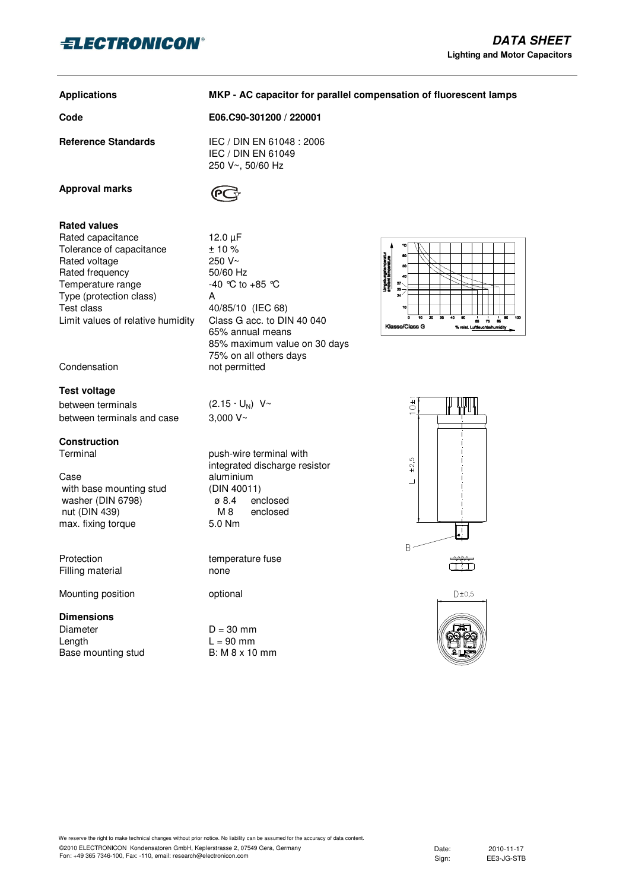**ELECTRONICON**

# DATA SHEET

**Lighting and Motor Capacitors**

| | |
|---|---|
| **Applications** | **MKP - AC capacitor for parallel compensation of fluorescent lamps** |
| **Code** | **E06.C90-301200 / 220001** |
| **Reference Standards** | IEC / DIN EN 61048 : 2006<br>IEC / DIN EN 61049<br>250 V~, 50/60 Hz |
| **Approval marks** | |

**Rated values**

| | |
|---|---|
| Rated capacitance | 12.0 µF |
| Tolerance of capacitance | ± 10 % |
| Rated voltage | 250 V~ |
| Rated frequency | 50/60 Hz |
| Temperature range | -40 °C to +85 °C |
| Type (protection class) | A |
| Test class | 40/85/10 (IEC 68) |
| Limit values of relative humidity | Class G acc. to DIN 40 040<br>65% annual means<br>85% maximum value on 30 days<br>75% on all others days |
| Condensation | not permitted |

**Test voltage**

| | |
|---|---|
| between terminals | $(2.15 \cdot U_N)$ V~ |
| between terminals and case | 3,000 V~ |

**Construction**

| | |
|---|---|
| Terminal | push-wire terminal with integrated discharge resistor |
| Case | aluminium |
| with base mounting stud | (DIN 40011) |
| washer (DIN 6798) | ø 8.4 enclosed |
| nut (DIN 439) | M 8 enclosed |
| max. fixing torque | 5.0 Nm |
| Protection | temperature fuse |
| Filling material | none |
| Mounting position | optional |

**Dimensions**

| | |
|---|---|
| Diameter | D = 30 mm |
| Length | L = 90 mm |
| Base mounting stud | B: M 8 x 10 mm |

Klasse/Class G — % relat. Luftfeuchte/humidity

We reserve the right to make technical changes without prior notice. No liability can be assumed for the accuracy of data content.
©2010 ELECTRONICON Kondensatoren GmbH, Keplerstrasse 2, 07549 Gera, Germany
Fon: +49 365 7346-100, Fax: -110, email: research@electronicon.com

Date: 2010-11-17
Sign: EE3-JG-STB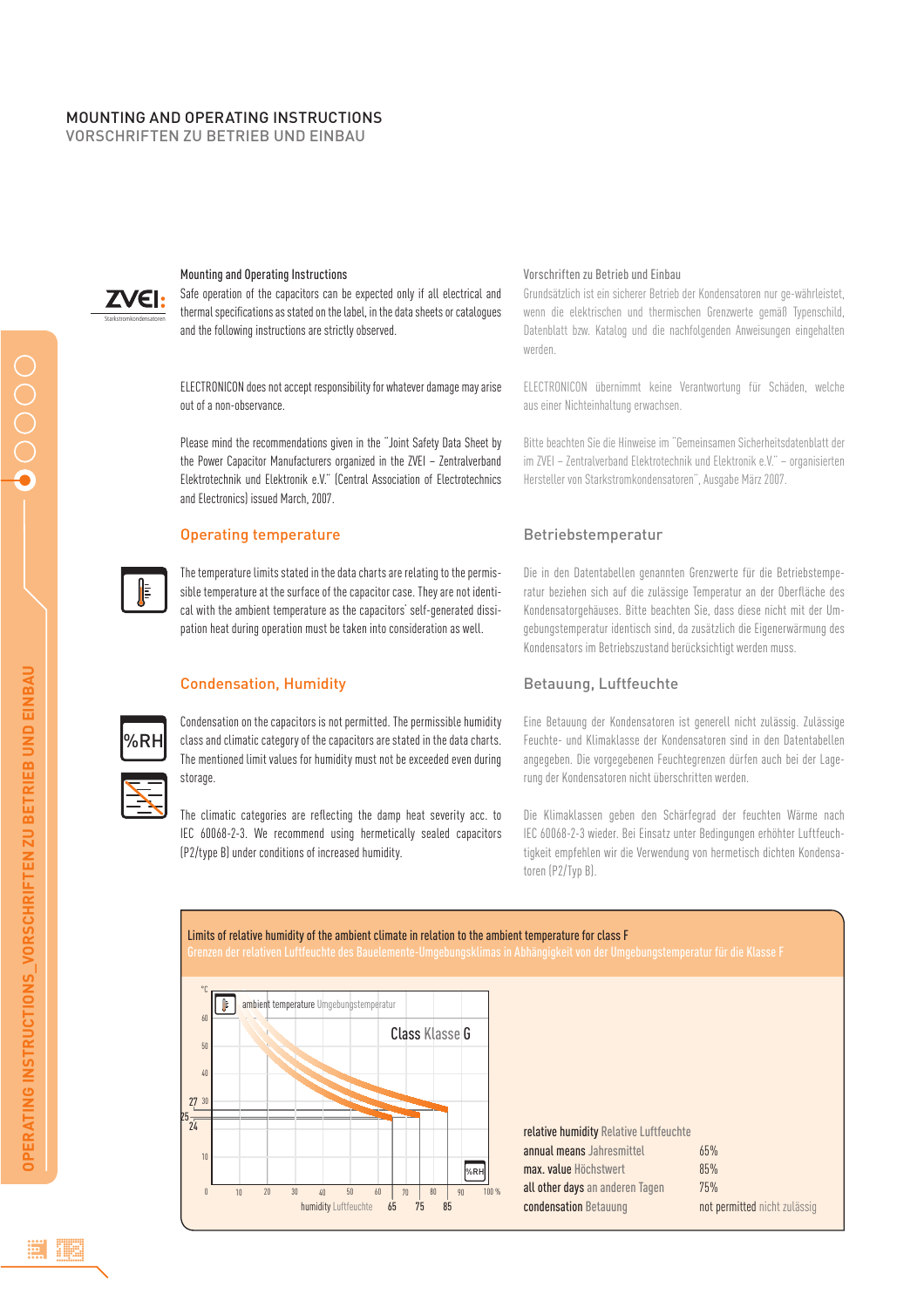# MOUNTING AND OPERATING INSTRUCTIONS
VORSCHRIFTEN ZU BETRIEB UND EINBAU

Mounting and Operating Instructions

Safe operation of the capacitors can be expected only if all electrical and thermal specifications as stated on the label, in the data sheets or catalogues and the following instructions are strictly observed.

ELECTRONICON does not accept responsibility for whatever damage may arise out of a non-observance.

Please mind the recommendations given in the "Joint Safety Data Sheet by the Power Capacitor Manufacturers organized in the ZVEI – Zentralverband Elektrotechnik und Elektronik e.V." (Central Association of Electrotechnics and Electronics) issued March, 2007.

Vorschriften zu Betrieb und Einbau

Grundsätzlich ist ein sicherer Betrieb der Kondensatoren nur ge-währleistet, wenn die elektrischen und thermischen Grenzwerte gemäß Typenschild, Datenblatt bzw. Katalog und die nachfolgenden Anweisungen eingehalten werden.

ELECTRONICON übernimmt keine Verantwortung für Schäden, welche aus einer Nichteinhaltung erwachsen.

Bitte beachten Sie die Hinweise im "Gemeinsamen Sicherheitsdatenblatt der im ZVEI – Zentralverband Elektrotechnik und Elektronik e.V." – organisierten Hersteller von Starkstromkondensatoren", Ausgabe März 2007.

## Operating temperature

The temperature limits stated in the data charts are relating to the permissible temperature at the surface of the capacitor case. They are not identical with the ambient temperature as the capacitors' self-generated dissipation heat during operation must be taken into consideration as well.

## Betriebstemperatur

Die in den Datentabellen genannten Grenzwerte für die Betriebstemperatur beziehen sich auf die zulässige Temperatur an der Oberfläche des Kondensatorgehäuses. Bitte beachten Sie, dass diese nicht mit der Umgebungstemperatur identisch sind, da zusätzlich die Eigenerwärmung des Kondensators im Betriebszustand berücksichtigt werden muss.

## Condensation, Humidity

Condensation on the capacitors is not permitted. The permissible humidity class and climatic category of the capacitors are stated in the data charts. The mentioned limit values for humidity must not be exceeded even during storage.

The climatic categories are reflecting the damp heat severity acc. to IEC 60068-2-3. We recommend using hermetically sealed capacitors (P2/type B) under conditions of increased humidity.

## Betauung, Luftfeuchte

Eine Betauung der Kondensatoren ist generell nicht zulässig. Zulässige Feuchte- und Klimaklasse der Kondensatoren sind in den Datentabellen angegeben. Die vorgegebenen Feuchtegrenzen dürfen auch bei der Lagerung der Kondensatoren nicht überschritten werden.

Die Klimaklassen geben den Schärfegrad der feuchten Wärme nach IEC 60068-2-3 wieder. Bei Einsatz unter Bedingungen erhöhter Luftfeuchtigkeit empfehlen wir die Verwendung von hermetisch dichten Kondensatoren (P2/Typ B).

Limits of relative humidity of the ambient climate in relation to the ambient temperature for class F
Grenzen der relativen Luftfeuchte des Bauelemente-Umgebungsklimas in Abhängigkeit von der Umgebungstemperatur für die Klasse F

| relative humidity Relative Luftfeuchte | |
|---|---|
| annual means Jahresmittel | 65% |
| max. value Höchstwert | 85% |
| all other days an anderen Tagen | 75% |
| condensation Betauung | not permitted nicht zulässig |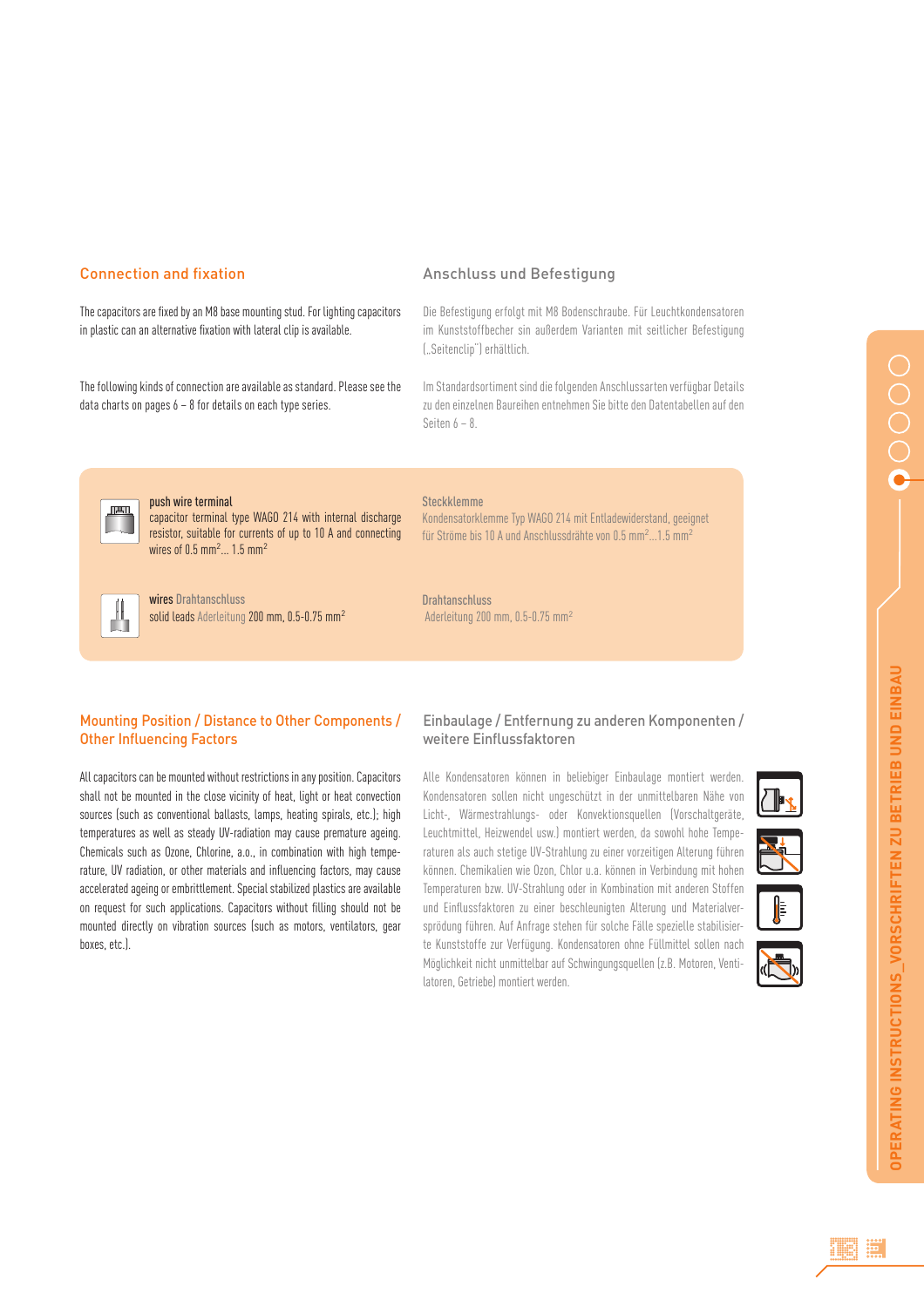## Connection and fixation

The capacitors are fixed by an M8 base mounting stud. For lighting capacitors in plastic can an alternative fixation with lateral clip is available.

The following kinds of connection are available as standard. Please see the data charts on pages 6 – 8 for details on each type series.

## Anschluss und Befestigung

Die Befestigung erfolgt mit M8 Bodenschraube. Für Leuchtkondensatoren im Kunststoffbecher sin außerdem Varianten mit seitlicher Befestigung („Seitenclip") erhältlich.

Im Standardsortiment sind die folgenden Anschlussarten verfügbar Details zu den einzelnen Baureihen entnehmen Sie bitte den Datentabellen auf den Seiten 6 – 8.

**push wire terminal**
capacitor terminal type WAGO 214 with internal discharge resistor, suitable for currents of up to 10 A and connecting wires of 0.5 $mm^2$... 1.5 $mm^2$

**Steckklemme**
Kondensatorklemme Typ WAGO 214 mit Entladewiderstand, geeignet für Ströme bis 10 A und Anschlussdrähte von 0.5 $mm^2$...1.5 $mm^2$

**wires** Drahtanschluss
solid leads Aderleitung 200 mm, 0.5-0.75 $mm^2$

**Drahtanschluss**
Aderleitung 200 mm, 0.5-0.75 $mm^2$

## Mounting Position / Distance to Other Components / Other Influencing Factors

All capacitors can be mounted without restrictions in any position. Capacitors shall not be mounted in the close vicinity of heat, light or heat convection sources (such as conventional ballasts, lamps, heating spirals, etc.); high temperatures as well as steady UV-radiation may cause premature ageing. Chemicals such as Ozone, Chlorine, a.o., in combination with high temperature, UV radiation, or other materials and influencing factors, may cause accelerated ageing or embrittlement. Special stabilized plastics are available on request for such applications. Capacitors without filling should not be mounted directly on vibration sources (such as motors, ventilators, gear boxes, etc.).

## Einbaulage / Entfernung zu anderen Komponenten / weitere Einflussfaktoren

Alle Kondensatoren können in beliebiger Einbaulage montiert werden. Kondensatoren sollen nicht ungeschützt in der unmittelbaren Nähe von Licht-, Wärmestrahlungs- oder Konvektionsquellen (Vorschaltgeräte, Leuchtmittel, Heizwendel usw.) montiert werden, da sowohl hohe Temperaturen als auch stetige UV-Strahlung zu einer vorzeitigen Alterung führen können. Chemikalien wie Ozon, Chlor u.a. können in Verbindung mit hohen Temperaturen bzw. UV-Strahlung oder in Kombination mit anderen Stoffen und Einflussfaktoren zu einer beschleunigten Alterung und Materialversprödung führen. Auf Anfrage stehen für solche Fälle spezielle stabilisierte Kunststoffe zur Verfügung. Kondensatoren ohne Füllmittel sollen nach Möglichkeit nicht unmittelbar auf Schwingungsquellen (z.B. Motoren, Ventilatoren, Getriebe) montiert werden.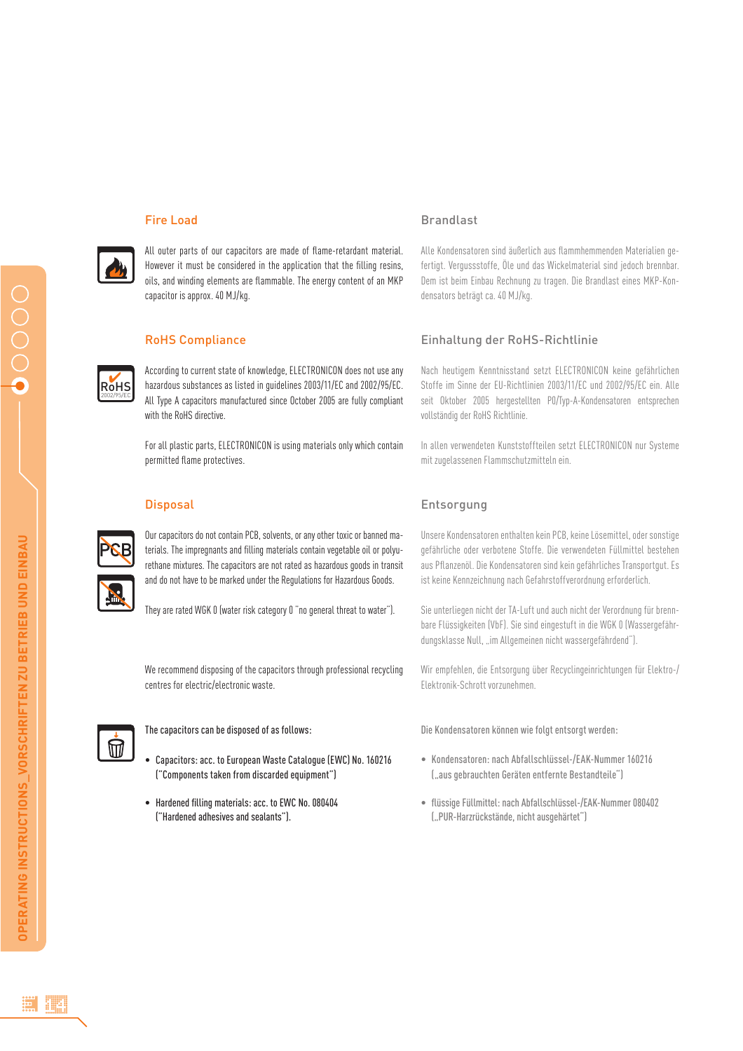## Fire Load

All outer parts of our capacitors are made of flame-retardant material. However it must be considered in the application that the filling resins, oils, and winding elements are flammable. The energy content of an MKP capacitor is approx. 40 MJ/kg.

## Brandlast

Alle Kondensatoren sind äußerlich aus flammhemmenden Materialien gefertigt. Vergussstoffe, Öle und das Wickelmaterial sind jedoch brennbar. Dem ist beim Einbau Rechnung zu tragen. Die Brandlast eines MKP-Kondensators beträgt ca. 40 MJ/kg.

## RoHS Compliance

According to current state of knowledge, ELECTRONICON does not use any hazardous substances as listed in guidelines 2003/11/EC and 2002/95/EC. All Type A capacitors manufactured since October 2005 are fully compliant with the RoHS directive.

For all plastic parts, ELECTRONICON is using materials only which contain permitted flame protectives.

## Einhaltung der RoHS-Richtlinie

Nach heutigem Kenntnisstand setzt ELECTRONICON keine gefährlichen Stoffe im Sinne der EU-Richtlinien 2003/11/EC und 2002/95/EC ein. Alle seit Oktober 2005 hergestellten PO/Typ-A-Kondensatoren entsprechen vollständig der RoHS Richtlinie.

In allen verwendeten Kunststoffteilen setzt ELECTRONICON nur Systeme mit zugelassenen Flammschutzmitteln ein.

## Disposal

Our capacitors do not contain PCB, solvents, or any other toxic or banned materials. The impregnants and filling materials contain vegetable oil or polyurethane mixtures. The capacitors are not rated as hazardous goods in transit and do not have to be marked under the Regulations for Hazardous Goods.

They are rated WGK 0 (water risk category 0 "no general threat to water").

We recommend disposing of the capacitors through professional recycling centres for electric/electronic waste.

The capacitors can be disposed of as follows:

- Capacitors: acc. to European Waste Catalogue (EWC) No. 160216 ("Components taken from discarded equipment")
- Hardened filling materials: acc. to EWC No. 080404 ("Hardened adhesives and sealants").

## Entsorgung

Unsere Kondensatoren enthalten kein PCB, keine Lösemittel, oder sonstige gefährliche oder verbotene Stoffe. Die verwendeten Füllmittel bestehen aus Pflanzenöl. Die Kondensatoren sind kein gefährliches Transportgut. Es ist keine Kennzeichnung nach Gefahrstoffverordnung erforderlich.

Sie unterliegen nicht der TA-Luft und auch nicht der Verordnung für brennbare Flüssigkeiten (VbF). Sie sind eingestuft in die WGK 0 (Wassergefährdungsklasse Null, „im Allgemeinen nicht wassergefährdend").

Wir empfehlen, die Entsorgung über Recyclingeinrichtungen für Elektro-/Elektronik-Schrott vorzunehmen.

Die Kondensatoren können wie folgt entsorgt werden:

- Kondensatoren: nach Abfallschlüssel-/EAK-Nummer 160216 („aus gebrauchten Geräten entfernte Bestandteile")
- flüssige Füllmittel: nach Abfallschlüssel-/EAK-Nummer 080402 („PUR-Harzrückstände, nicht ausgehärtet")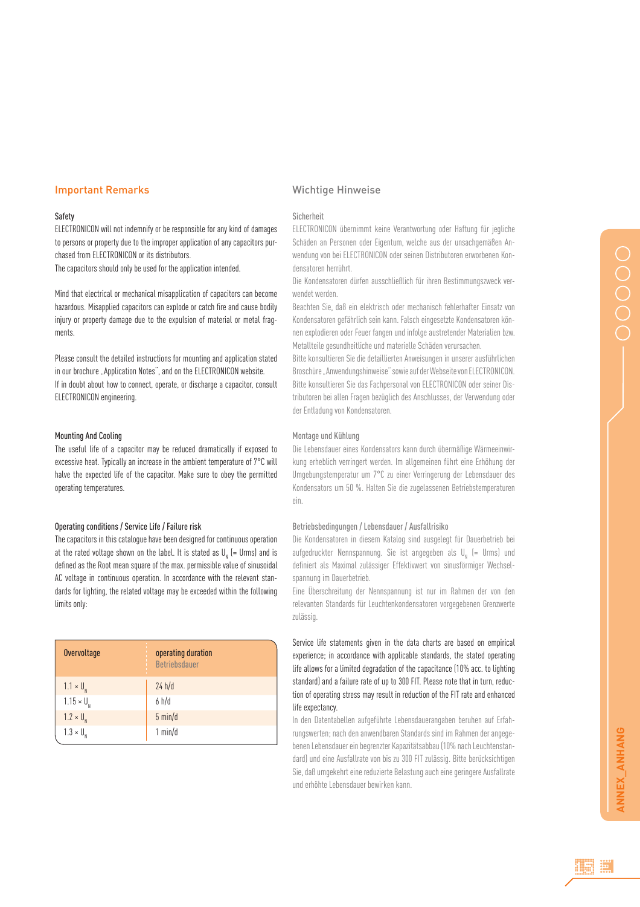## Important Remarks

### Safety

ELECTRONICON will not indemnify or be responsible for any kind of damages to persons or property due to the improper application of any capacitors purchased from ELECTRONICON or its distributors.
The capacitors should only be used for the application intended.

Mind that electrical or mechanical misapplication of capacitors can become hazardous. Misapplied capacitors can explode or catch fire and cause bodily injury or property damage due to the expulsion of material or metal fragments.

Please consult the detailed instructions for mounting and application stated in our brochure „Application Notes", and on the ELECTRONICON website.
If in doubt about how to connect, operate, or discharge a capacitor, consult ELECTRONICON engineering.

### Mounting And Cooling

The useful life of a capacitor may be reduced dramatically if exposed to excessive heat. Typically an increase in the ambient temperature of 7°C will halve the expected life of the capacitor. Make sure to obey the permitted operating temperatures.

### Operating conditions / Service Life / Failure risk

The capacitors in this catalogue have been designed for continuous operation at the rated voltage shown on the label. It is stated as $U_N$ (= Urms) and is defined as the Root mean square of the max. permissible value of sinusoidal AC voltage in continuous operation. In accordance with the relevant standards for lighting, the related voltage may be exceeded within the following limits only:

| Overvoltage | operating duration<br>Betriebsdauer |
|---|---|
| $1.1 \times U_N$ | 24 h/d |
| $1.15 \times U_N$ | 6 h/d |
| $1.2 \times U_N$ | 5 min/d |
| $1.3 \times U_N$ | 1 min/d |

Service life statements given in the data charts are based on empirical experience; in accordance with applicable standards, the stated operating life allows for a limited degradation of the capacitance (10% acc. to lighting standard) and a failure rate of up to 300 FIT. Please note that in turn, reduction of operating stress may result in reduction of the FIT rate and enhanced life expectancy.

## Wichtige Hinweise

### Sicherheit

ELECTRONICON übernimmt keine Verantwortung oder Haftung für jegliche Schäden an Personen oder Eigentum, welche aus der unsachgemäßen Anwendung von bei ELECTRONICON oder seinen Distributoren erworbenen Kondensatoren herrührt.
Die Kondensatoren dürfen ausschließlich für ihren Bestimmungszweck verwendet werden.
Beachten Sie, daß ein elektrisch oder mechanisch fehlerhafter Einsatz von Kondensatoren gefährlich sein kann. Falsch eingesetzte Kondensatoren können explodieren oder Feuer fangen und infolge austretender Materialien bzw. Metallteile gesundheitliche und materielle Schäden verursachen.
Bitte konsultieren Sie die detaillierten Anweisungen in unserer ausführlichen Broschüre „Anwendungshinweise" sowie auf der Webseite von ELECTRONICON.
Bitte konsultieren Sie das Fachpersonal von ELECTRONICON oder seiner Distributoren bei allen Fragen bezüglich des Anschlusses, der Verwendung oder der Entladung von Kondensatoren.

### Montage und Kühlung

Die Lebensdauer eines Kondensators kann durch übermäßige Wärmeeinwirkung erheblich verringert werden. Im allgemeinen führt eine Erhöhung der Umgebungstemperatur um 7°C zu einer Verringerung der Lebensdauer des Kondensators um 50 %. Halten Sie die zugelassenen Betriebstemperaturen ein.

### Betriebsbedingungen / Lebensdauer / Ausfallrisiko

Die Kondensatoren in diesem Katalog sind ausgelegt für Dauerbetrieb bei aufgedruckter Nennspannung. Sie ist angegeben als $U_N$ (= Urms) und definiert als Maximal zulässiger Effektivwert von sinusförmiger Wechselspannung im Dauerbetrieb.
Eine Überschreitung der Nennspannung ist nur im Rahmen der von den relevanten Standards für Leuchtenkondensatoren vorgegebenen Grenzwerte zulässig.

In den Datentabellen aufgeführte Lebensdauerangaben beruhen auf Erfahrungswerten; nach den anwendbaren Standards sind im Rahmen der angegebenen Lebensdauer ein begrenzter Kapazitätsabbau (10% nach Leuchtenstandard) und eine Ausfallrate von bis zu 300 FIT zulässig. Bitte berücksichtigen Sie, daß umgekehrt eine reduzierte Belastung auch eine geringere Ausfallrate und erhöhte Lebensdauer bewirken kann.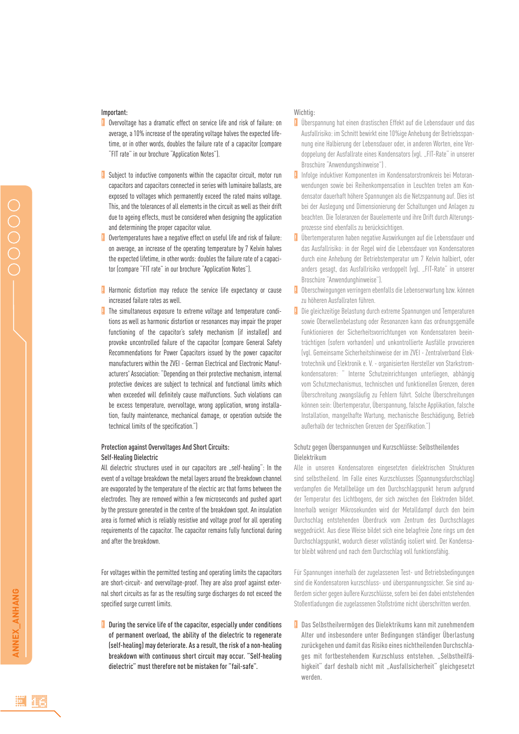Important:

- Overvoltage has a dramatic effect on service life and risk of failure: on average, a 10% increase of the operating voltage halves the expected lifetime, or in other words, doubles the failure rate of a capacitor (compare "FIT rate" in our brochure "Application Notes").
- Subject to inductive components within the capacitor circuit, motor run capacitors and capacitors connected in series with luminaire ballasts, are exposed to voltages which permanently exceed the rated mains voltage. This, and the tolerances of all elements in the circuit as well as their drift due to ageing effects, must be considered when designing the application and determining the proper capacitor value.
- Overtemperatures have a negative effect on useful life and risk of failure: on average, an increase of the operating temperature by 7 Kelvin halves the expected lifetime, in other words: doubles the failure rate of a capacitor (compare "FIT rate" in our brochure "Application Notes").
- Harmonic distortion may reduce the service life expectancy or cause increased failure rates as well.
- The simultaneous exposure to extreme voltage and temperature conditions as well as harmonic distortion or resonances may impair the proper functioning of the capacitor's safety mechanism (if installed) and provoke uncontrolled failure of the capacitor (compare General Safety Recommendations for Power Capacitors issued by the power capacitor manufacturers within the ZVEI - German Electrical and Electronic Manufacturers' Association: "Depending on their protective mechanism, internal protective devices are subject to technical and functional limits which when exceeded will definitely cause malfunctions. Such violations can be excess temperature, overvoltage, wrong application, wrong installation, faulty maintenance, mechanical damage, or operation outside the technical limits of the specification.")

Protection against Overvoltages And Short Circuits:
Self-Healing Dielectric

All dielectric structures used in our capacitors are „self-healing": In the event of a voltage breakdown the metal layers around the breakdown channel are evaporated by the temperature of the electric arc that forms between the electrodes. They are removed within a few microseconds and pushed apart by the pressure generated in the centre of the breakdown spot. An insulation area is formed which is reliably resistive and voltage proof for all operating requirements of the capacitor. The capacitor remains fully functional during and after the breakdown.

For voltages within the permitted testing and operating limits the capacitors are short-circuit- and overvoltage-proof. They are also proof against external short circuits as far as the resulting surge discharges do not exceed the specified surge current limits.

- During the service life of the capacitor, especially under conditions of permanent overload, the ability of the dielectric to regenerate (self-healing) may deteriorate. As a result, the risk of a non-healing breakdown with continuous short circuit may occur. "Self-healing dielectric" must therefore not be mistaken for "fail-safe".

Wichtig:

- Überspannung hat einen drastischen Effekt auf die Lebensdauer und das Ausfallrisiko: im Schnitt bewirkt eine 10%ige Anhebung der Betriebsspannung eine Halbierung der Lebensdauer oder, in anderen Worten, eine Verdoppelung der Ausfallrate eines Kondensators (vgl. „FIT-Rate" in unserer Broschüre "Anwendungshinweise") .
- Infolge induktiver Komponenten im Kondensatorstromkreis bei Motoranwendungen sowie bei Reihenkompensation in Leuchten treten am Kondensator dauerhaft höhere Spannungen als die Netzspannung auf. Dies ist bei der Auslegung und Dimensionierung der Schaltungen und Anlagen zu beachten. Die Toleranzen der Bauelemente und ihre Drift durch Alterungsprozesse sind ebenfalls zu berücksichtigen.
- Übertemperaturen haben negative Auswirkungen auf die Lebensdauer und das Ausfallrisiko: in der Regel wird die Lebensdauer von Kondensatoren durch eine Anhebung der Betriebstemperatur um 7 Kelvin halbiert, oder anders gesagt, das Ausfallrisiko verdoppelt (vgl. „FIT-Rate" in unserer Broschüre "Anwendunghinweise").
- Oberschwingungen verringern ebenfalls die Lebenserwartung bzw. können zu höheren Ausfallraten führen.
- Die gleichzeitige Belastung durch extreme Spannungen und Temperaturen sowie Oberwellenbelastung oder Resonanzen kann das ordnungsgemäße Funktionieren der Sicherheitsvorrichtungen von Kondensatoren beeinträchtigen (sofern vorhanden) und unkontrollierte Ausfälle provozieren (vgl. Gemeinsame Sicherheitshinweise der im ZVEI - Zentralverband Elektrotechnik und Elektronik e. V. - organisierten Hersteller von Starkstromkondensatoren: " Interne Schutzeinrichtungen unterliegen, abhängig vom Schutzmechanismus, technischen und funktionellen Grenzen, deren Überschreitung zwangsläufig zu Fehlern führt. Solche Überschreitungen können sein: Übertemperatur, Überspannung, falsche Applikation, falsche Installation, mangelhafte Wartung, mechanische Beschädigung, Betrieb außerhalb der technischen Grenzen der Spezifikation.")

Schutz gegen Überspannungen und Kurzschlüsse: Selbstheilendes Dielektrikum

Alle in unseren Kondensatoren eingesetzten dielektrischen Strukturen sind selbstheilend. Im Falle eines Kurzschlusses (Spannungsdurchschlag) verdampfen die Metallbeläge um den Durchschlagspunkt herum aufgrund der Temperatur des Lichtbogens, der sich zwischen den Elektroden bildet. Innerhalb weniger Mikrosekunden wird der Metalldampf durch den beim Durchschlag entstehenden Überdruck vom Zentrum des Durchschlages weggedrückt. Aus diese Weise bildet sich eine belagfreie Zone rings um den Durchschlagspunkt, wodurch dieser vollständig isoliert wird. Der Kondensator bleibt während und nach dem Durchschlag voll funktionsfähig.

Für Spannungen innerhalb der zugelassenen Test- und Betriebsbedingungen sind die Kondensatoren kurzschluss- und überspannungssicher. Sie sind außerdem sicher gegen äußere Kurzschlüsse, sofern bei den dabei entstehenden Stoßentladungen die zugelassenen Stoßströme nicht überschritten werden.

- Das Selbstheilvermögen des Dielektrikums kann mit zunehmendem Alter und insbesondere unter Bedingungen ständiger Überlastung zurückgehen und damit das Risiko eines nichtheilenden Durchschlages mit fortbestehendem Kurzschluss entstehen. „Selbstheilfähigkeit" darf deshalb nicht mit „Ausfallsicherheit" gleichgesetzt werden.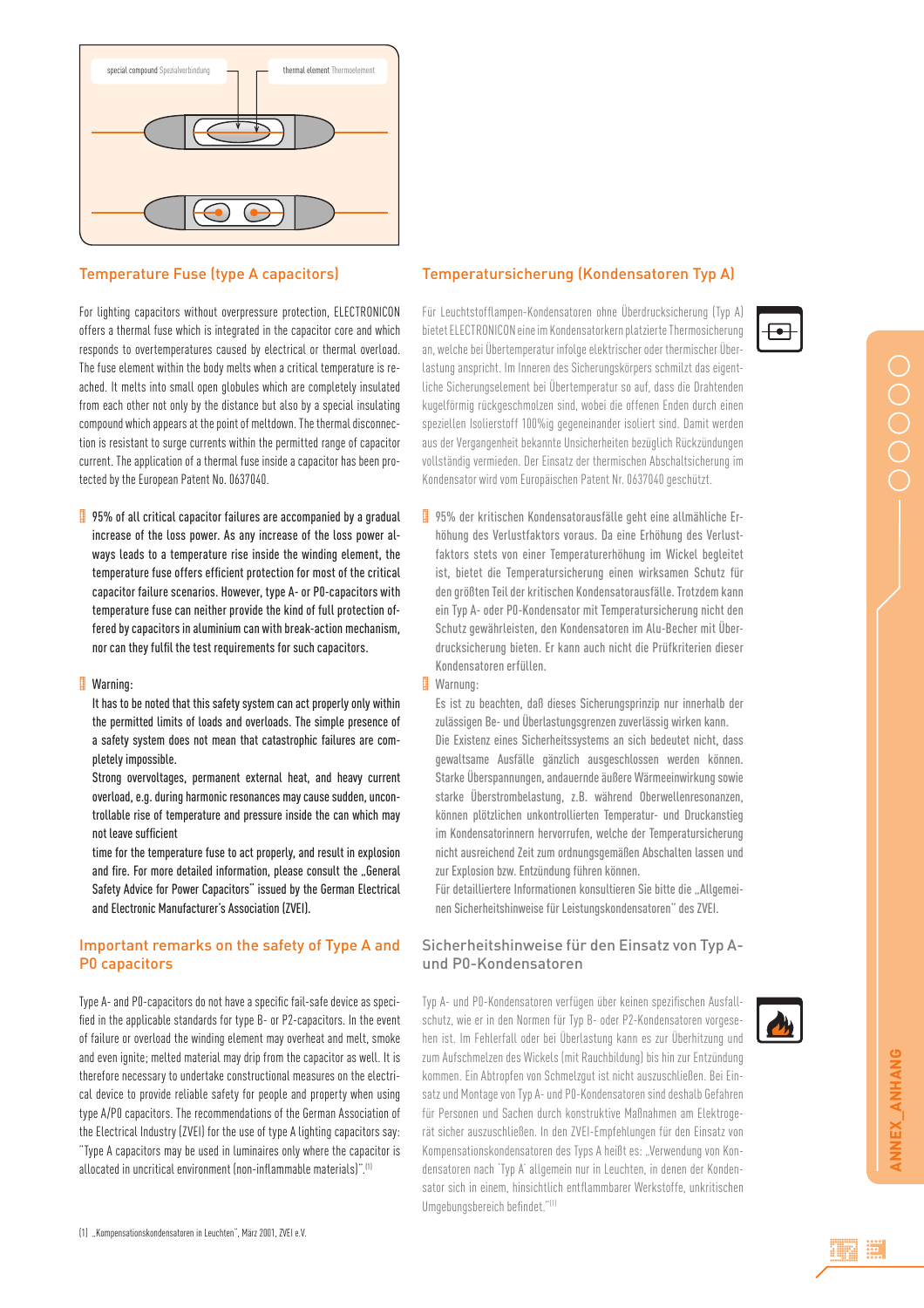special compound Spezialverbindung

thermal element Thermoelement

## Temperature Fuse (type A capacitors)

For lighting capacitors without overpressure protection, ELECTRONICON offers a thermal fuse which is integrated in the capacitor core and which responds to overtemperatures caused by electrical or thermal overload. The fuse element within the body melts when a critical temperature is reached. It melts into small open globules which are completely insulated from each other not only by the distance but also by a special insulating compound which appears at the point of meltdown. The thermal disconnection is resistant to surge currents within the permitted range of capacitor current. The application of a thermal fuse inside a capacitor has been protected by the European Patent No. 0637040.

- 95% of all critical capacitor failures are accompanied by a gradual increase of the loss power. As any increase of the loss power always leads to a temperature rise inside the winding element, the temperature fuse offers efficient protection for most of the critical capacitor failure scenarios. However, type A- or P0-capacitors with temperature fuse can neither provide the kind of full protection offered by capacitors in aluminium can with break-action mechanism, nor can they fulfil the test requirements for such capacitors.

- Warning:

  It has to be noted that this safety system can act properly only within the permitted limits of loads and overloads. The simple presence of a safety system does not mean that catastrophic failures are completely impossible.

  Strong overvoltages, permanent external heat, and heavy current overload, e.g. during harmonic resonances may cause sudden, uncontrollable rise of temperature and pressure inside the can which may not leave sufficient time for the temperature fuse to act properly, and result in explosion and fire. For more detailed information, please consult the „General Safety Advice for Power Capacitors" issued by the German Electrical and Electronic Manufacturer's Association (ZVEI).

## Important remarks on the safety of Type A and P0 capacitors

Type A- and P0-capacitors do not have a specific fail-safe device as specified in the applicable standards for type B- or P2-capacitors. In the event of failure or overload the winding element may overheat and melt, smoke and even ignite; melted material may drip from the capacitor as well. It is therefore necessary to undertake constructional measures on the electrical device to provide reliable safety for people and property when using type A/P0 capacitors. The recommendations of the German Association of the Electrical Industry (ZVEI) for the use of type A lighting capacitors say: "Type A capacitors may be used in luminaires only where the capacitor is allocated in uncritical environment (non-inflammable materials)".[1]

[1] „Kompensationskondensatoren in Leuchten", März 2001, ZVEI e.V.

## Temperatursicherung (Kondensatoren Typ A)

Für Leuchtstofflampen-Kondensatoren ohne Überdrucksicherung (Typ A) bietet ELECTRONICON eine im Kondensatorkern platzierte Thermosicherung an, welche bei Übertemperatur infolge elektrischer oder thermischer Überlastung anspricht. Im Inneren des Sicherungskörpers schmilzt das eigentliche Sicherungselement bei Übertemperatur so auf, dass die Drahtenden kugelförmig rückgeschmolzen sind, wobei die offenen Enden durch einen speziellen Isolierstoff 100%ig gegeneinander isoliert sind. Damit werden aus der Vergangenheit bekannte Unsicherheiten bezüglich Rückzündungen vollständig vermieden. Der Einsatz der thermischen Abschaltsicherung im Kondensator wird vom Europäischen Patent Nr. 0637040 geschützt.

- 95% der kritischen Kondensatorausfälle geht eine allmähliche Erhöhung des Verlustfaktors voraus. Da eine Erhöhung des Verlustfaktors stets von einer Temperaturerhöhung im Wickel begleitet ist, bietet die Temperatursicherung einen wirksamen Schutz für den größten Teil der kritischen Kondensatorausfälle. Trotzdem kann ein Typ A- oder P0-Kondensator mit Temperatursicherung nicht den Schutz gewährleisten, den Kondensatoren im Alu-Becher mit Überdrucksicherung bieten. Er kann auch nicht die Prüfkriterien dieser Kondensatoren erfüllen.

- Warnung:

  Es ist zu beachten, daß dieses Sicherungsprinzip nur innerhalb der zulässigen Be- und Überlastungsgrenzen zuverlässig wirken kann.

  Die Existenz eines Sicherheitssystems an sich bedeutet nicht, dass gewaltsame Ausfälle gänzlich ausgeschlossen werden können. Starke Überspannungen, andauernde äußere Wärmeeinwirkung sowie starke Überstrombelastung, z.B. während Oberwellenresonanzen, können plötzlichen unkontrollierten Temperatur- und Druckanstieg im Kondensatorinnern hervorrufen, welche der Temperatursicherung nicht ausreichend Zeit zum ordnungsgemäßen Abschalten lassen und zur Explosion bzw. Entzündung führen können.

  Für detailliertere Informationen konsultieren Sie bitte die „Allgemeinen Sicherheitshinweise für Leistungskondensatoren" des ZVEI.

## Sicherheitshinweise für den Einsatz von Typ A- und P0-Kondensatoren

Typ A- und P0-Kondensatoren verfügen über keinen spezifischen Ausfallschutz, wie er in den Normen für Typ B- oder P2-Kondensatoren vorgesehen ist. Im Fehlerfall oder bei Überlastung kann es zur Überhitzung und zum Aufschmelzen des Wickels (mit Rauchbildung) bis hin zur Entzündung kommen. Ein Abtropfen von Schmelzgut ist nicht auszuschließen. Bei Einsatz und Montage von Typ A- und P0-Kondensatoren sind deshalb Gefahren für Personen und Sachen durch konstruktive Maßnahmen am Elektrogerät sicher auszuschließen. In den ZVEI-Empfehlungen für den Einsatz von Kompensationskondensatoren des Typs A heißt es: „Verwendung von Kondensatoren nach 'Typ A' allgemein nur in Leuchten, in denen der Kondensator sich in einem, hinsichtlich entflammbarer Werkstoffe, unkritischen Umgebungsbereich befindet."[1]

ANNEX_ANHANG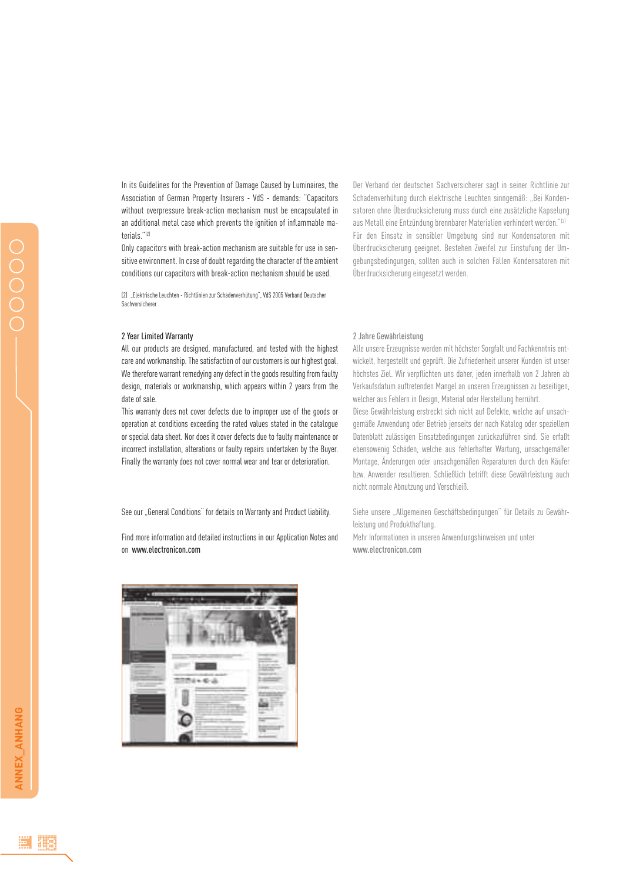In its Guidelines for the Prevention of Damage Caused by Luminaires, the Association of German Property Insurers - VdS - demands: "Capacitors without overpressure break-action mechanism must be encapsulated in an additional metal case which prevents the ignition of inflammable materials."[2]

Only capacitors with break-action mechanism are suitable for use in sensitive environment. In case of doubt regarding the character of the ambient conditions our capacitors with break-action mechanism should be used.

(2) „Elektrische Leuchten - Richtlinien zur Schadenverhütung", VdS 2005 Verband Deutscher Sachversicherer

Der Verband der deutschen Sachversicherer sagt in seiner Richtlinie zur Schadenverhütung durch elektrische Leuchten sinngemäß: „Bei Kondensatoren ohne Überdrucksicherung muss durch eine zusätzliche Kapselung aus Metall eine Entzündung brennbarer Materialien verhindert werden."[2]

Für den Einsatz in sensibler Umgebung sind nur Kondensatoren mit Überdrucksicherung geeignet. Bestehen Zweifel zur Einstufung der Umgebungsbedingungen, sollten auch in solchen Fällen Kondensatoren mit Überdrucksicherung eingesetzt werden.

## 2 Year Limited Warranty

All our products are designed, manufactured, and tested with the highest care and workmanship. The satisfaction of our customers is our highest goal. We therefore warrant remedying any defect in the goods resulting from faulty design, materials or workmanship, which appears within 2 years from the date of sale.

This warranty does not cover defects due to improper use of the goods or operation at conditions exceeding the rated values stated in the catalogue or special data sheet. Nor does it cover defects due to faulty maintenance or incorrect installation, alterations or faulty repairs undertaken by the Buyer. Finally the warranty does not cover normal wear and tear or deterioration.

See our „General Conditions" for details on Warranty and Product liability.

Find more information and detailed instructions in our Application Notes and on www.electronicon.com

## 2 Jahre Gewährleistung

Alle unsere Erzeugnisse werden mit höchster Sorgfalt und Fachkenntnis entwickelt, hergestellt und geprüft. Die Zufriedenheit unserer Kunden ist unser höchstes Ziel. Wir verpflichten uns daher, jeden innerhalb von 2 Jahren ab Verkaufsdatum auftretenden Mangel an unseren Erzeugnissen zu beseitigen, welcher aus Fehlern in Design, Material oder Herstellung herrührt.

Diese Gewährleistung erstreckt sich nicht auf Defekte, welche auf unsachgemäße Anwendung oder Betrieb jenseits der nach Katalog oder speziellem Datenblatt zulässigen Einsatzbedingungen zurückzuführen sind. Sie erfaßt ebensowenig Schäden, welche aus fehlerhafter Wartung, unsachgemäßer Montage, Änderungen oder unsachgemäßen Reparaturen durch den Käufer bzw. Anwender resultieren. Schließlich betrifft diese Gewährleistung auch nicht normale Abnutzung und Verschleiß.

Siehe unsere „Allgemeinen Geschäftsbedingungen" für Details zu Gewährleistung und Produkthaftung.

Mehr Informationen in unseren Anwendungshinweisen und unter www.electronicon.com